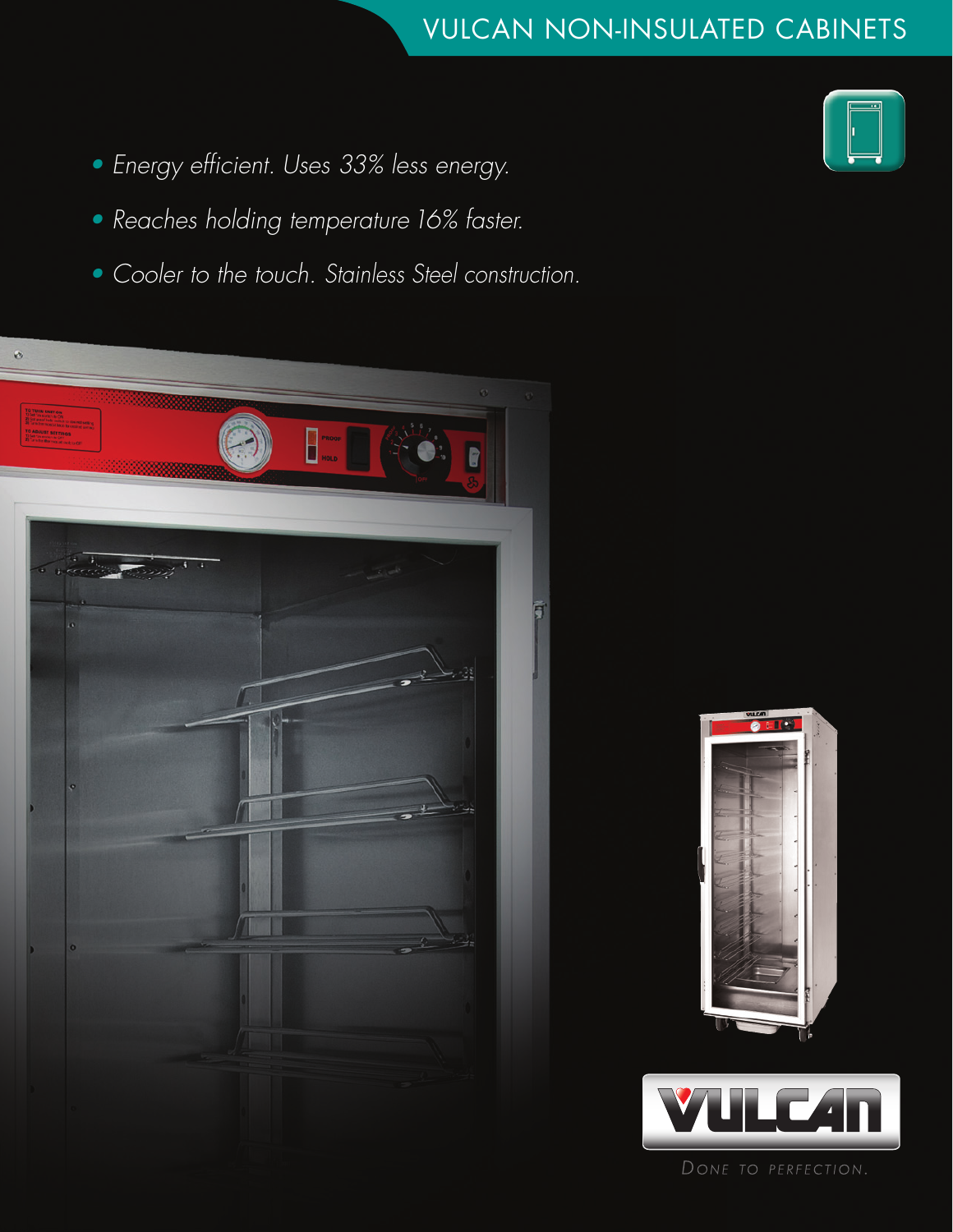# VULCAN NON-INSULATED CABINETS

- *Energy efficient. Uses 33% less energy.*
- *Reaches holding temperature 16% faster.*
- *Cooler to the touch. Stainless Steel construction.*

VULCAN

DONE TO PERFECTION.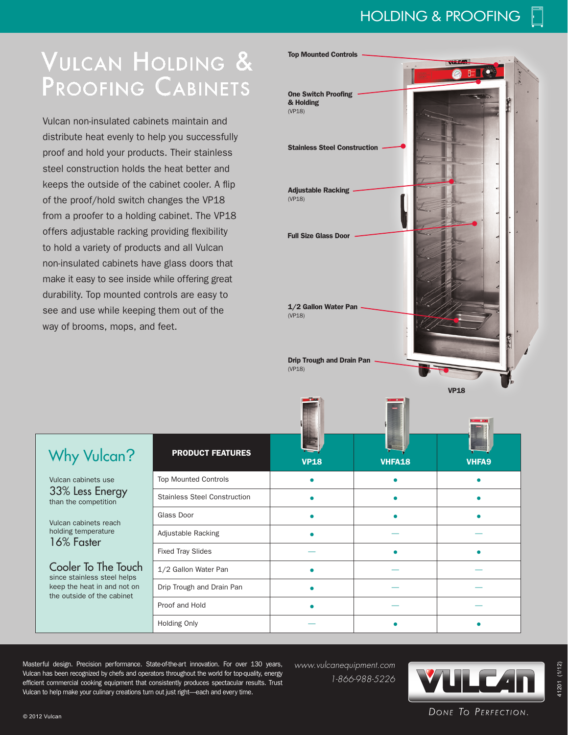HOLDING & PROOFING

# Vulcan Holding & Proofing Cabinets

Vulcan non-insulated cabinets maintain and distribute heat evenly to help you successfully proof and hold your products. Their stainless steel construction holds the heat better and keeps the outside of the cabinet cooler. A flip of the proof/hold switch changes the VP18 from a proofer to a holding cabinet. The VP18 offers adjustable racking providing flexibility to hold a variety of products and all Vulcan non-insulated cabinets have glass doors that make it easy to see inside while offering great durability. Top mounted controls are easy to see and use while keeping them out of the way of brooms, mops, and feet.

**Top Mounted Controls**

**One Switch Proofing & Holding** (VP18)

**Stainless Steel Construction**

**Adjustable Racking** (VP18)

**Full Size Glass Door**

**1/2 Gallon Water Pan** (VP18)

**Drip Trough and Drain Pan** (VP18)

**VP18**

## Why Vulcan?

Vulcan cabinets use **33% Less Energy** than the competition

Vulcan cabinets reach holding temperature **16% Faster**

**Cooler To The Touch** since stainless steel helps keep the heat in and not on the outside of the cabinet

| PRODUCT FEATURES | VP18 | VHFA18 | VHFA9 |
|---|---|---|---|
| Top Mounted Controls | • | • | • |
| Stainless Steel Construction | • | • | • |
| Glass Door | • | • | • |
| Adjustable Racking | • | — | — |
| Fixed Tray Slides | — | • | • |
| 1/2 Gallon Water Pan | • | — | — |
| Drip Trough and Drain Pan | • | — | — |
| Proof and Hold | • | — | — |
| Holding Only | — | • | • |

Masterful design. Precision performance. State-of-the-art innovation. For over 130 years, Vulcan has been recognized by chefs and operators throughout the world for top-quality, energy efficient commercial cooking equipment that consistently produces spectacular results. Trust Vulcan to help make your culinary creations turn out just right—each and every time.

www.vulcanequipment.com
1-866-988-5226

VULCAN

DONE TO PERFECTION.

© 2012 Vulcan

41201 (1/12)